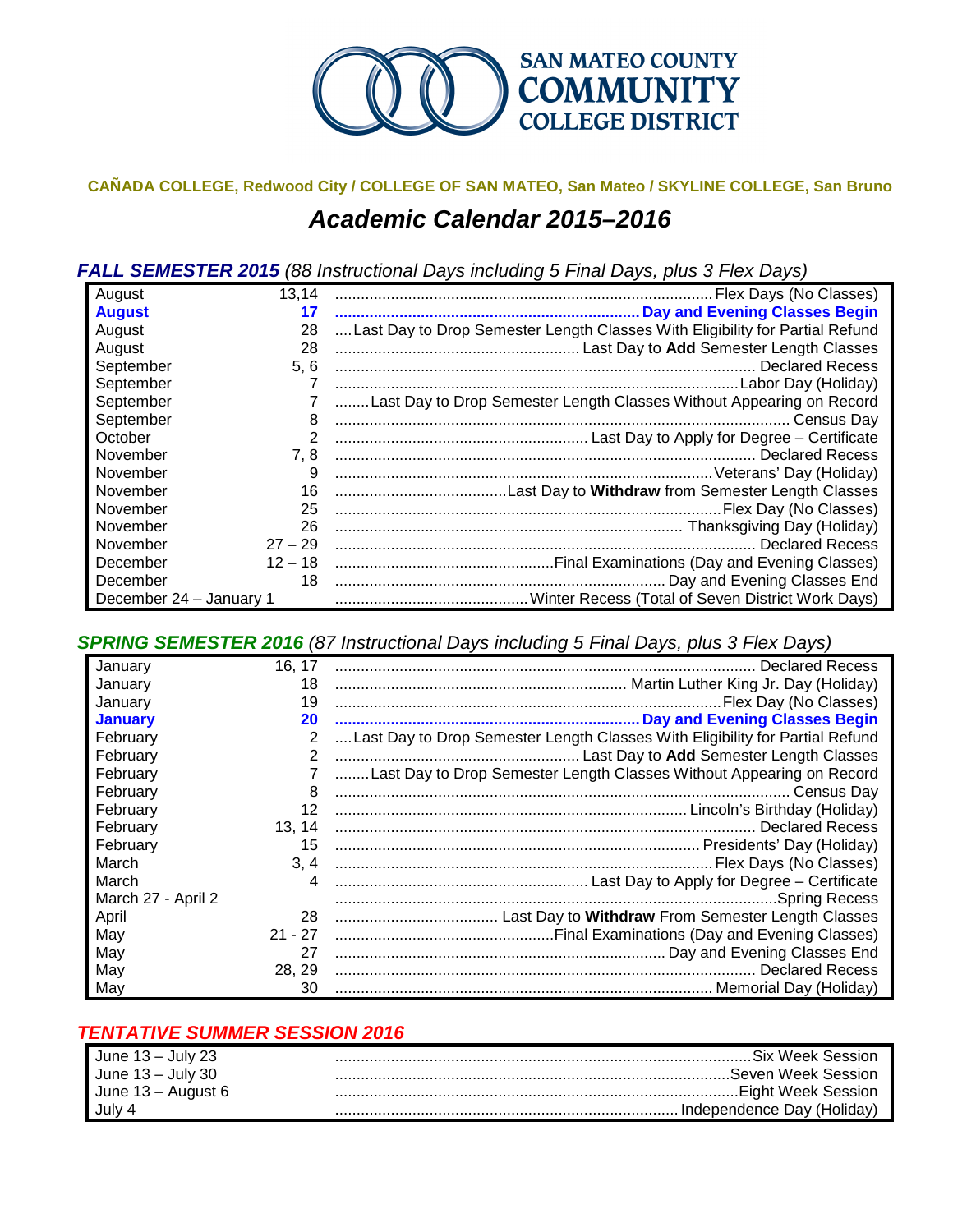SAN MATEO COUNTY
COMMUNITY
COLLEGE DISTRICT

**CAÑADA COLLEGE, Redwood City / COLLEGE OF SAN MATEO, San Mateo / SKYLINE COLLEGE, San Bruno**

# *Academic Calendar 2015–2016*

## ***FALL SEMESTER 2015*** *(88 Instructional Days including 5 Final Days, plus 3 Flex Days)*

| Month | Date | Event |
|---|---|---|
| August | 13,14 | Flex Days (No Classes) |
| **August** | **17** | **Day and Evening Classes Begin** |
| August | 28 | Last Day to Drop Semester Length Classes With Eligibility for Partial Refund |
| August | 28 | Last Day to **Add** Semester Length Classes |
| September | 5, 6 | Declared Recess |
| September | 7 | Labor Day (Holiday) |
| September | 7 | Last Day to Drop Semester Length Classes Without Appearing on Record |
| September | 8 | Census Day |
| October | 2 | Last Day to Apply for Degree – Certificate |
| November | 7, 8 | Declared Recess |
| November | 9 | Veterans' Day (Holiday) |
| November | 16 | Last Day to **Withdraw** from Semester Length Classes |
| November | 25 | Flex Day (No Classes) |
| November | 26 | Thanksgiving Day (Holiday) |
| November | 27 – 29 | Declared Recess |
| December | 12 – 18 | Final Examinations (Day and Evening Classes) |
| December | 18 | Day and Evening Classes End |
| December 24 – January 1 | | Winter Recess (Total of Seven District Work Days) |

## ***SPRING SEMESTER 2016*** *(87 Instructional Days including 5 Final Days, plus 3 Flex Days)*

| Month | Date | Event |
|---|---|---|
| January | 16, 17 | Declared Recess |
| January | 18 | Martin Luther King Jr. Day (Holiday) |
| January | 19 | Flex Day (No Classes) |
| **January** | **20** | **Day and Evening Classes Begin** |
| February | 2 | Last Day to Drop Semester Length Classes With Eligibility for Partial Refund |
| February | 2 | Last Day to **Add** Semester Length Classes |
| February | 7 | Last Day to Drop Semester Length Classes Without Appearing on Record |
| February | 8 | Census Day |
| February | 12 | Lincoln's Birthday (Holiday) |
| February | 13, 14 | Declared Recess |
| February | 15 | Presidents' Day (Holiday) |
| March | 3, 4 | Flex Days (No Classes) |
| March | 4 | Last Day to Apply for Degree – Certificate |
| March 27 - April 2 | | Spring Recess |
| April | 28 | Last Day to **Withdraw** From Semester Length Classes |
| May | 21 - 27 | Final Examinations (Day and Evening Classes) |
| May | 27 | Day and Evening Classes End |
| May | 28, 29 | Declared Recess |
| May | 30 | Memorial Day (Holiday) |

## ***TENTATIVE SUMMER SESSION 2016***

| Dates | Event |
|---|---|
| June 13 – July 23 | Six Week Session |
| June 13 – July 30 | Seven Week Session |
| June 13 – August 6 | Eight Week Session |
| July 4 | Independence Day (Holiday) |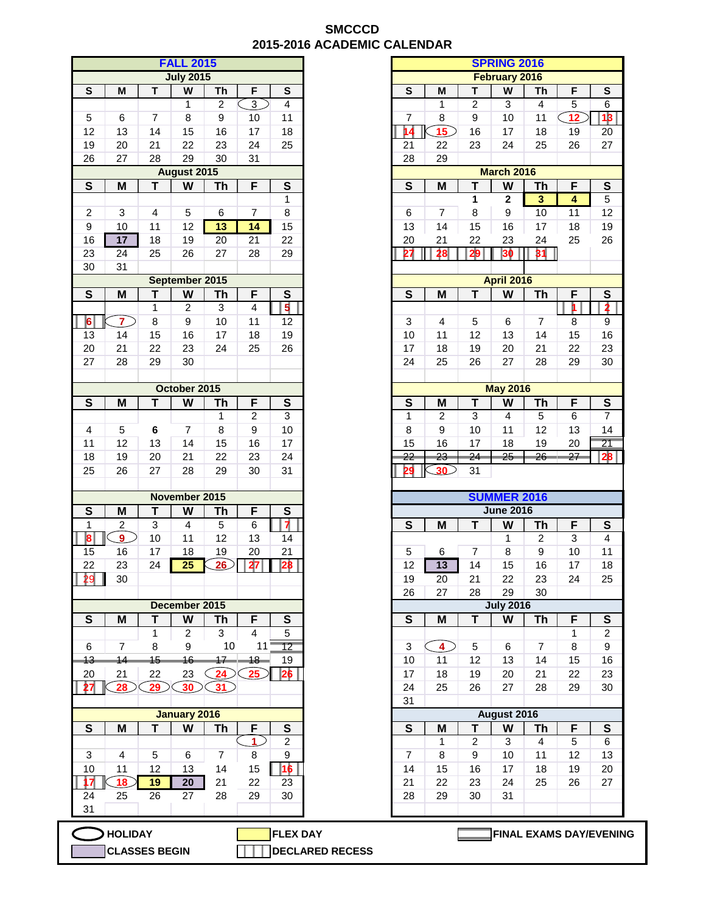# SMCCCD
## 2015-2016 ACADEMIC CALENDAR

### FALL 2015

**July 2015**

| S | M | T | W | Th | F | S |
|---|---|---|---|---|---|---|
| | | | 1 | 2 | 3 | 4 |
| 5 | 6 | 7 | 8 | 9 | 10 | 11 |
| 12 | 13 | 14 | 15 | 16 | 17 | 18 |
| 19 | 20 | 21 | 22 | 23 | 24 | 25 |
| 26 | 27 | 28 | 29 | 30 | 31 | |

**August 2015**

| S | M | T | W | Th | F | S |
|---|---|---|---|---|---|---|
| | | | | | | 1 |
| 2 | 3 | 4 | 5 | 6 | 7 | 8 |
| 9 | 10 | 11 | 12 | 13 | 14 | 15 |
| 16 | 17 | 18 | 19 | 20 | 21 | 22 |
| 23 | 24 | 25 | 26 | 27 | 28 | 29 |
| 30 | 31 | | | | | |

**September 2015**

| S | M | T | W | Th | F | S |
|---|---|---|---|---|---|---|
| | | 1 | 2 | 3 | 4 | 5 |
| 6 | 7 | 8 | 9 | 10 | 11 | 12 |
| 13 | 14 | 15 | 16 | 17 | 18 | 19 |
| 20 | 21 | 22 | 23 | 24 | 25 | 26 |
| 27 | 28 | 29 | 30 | | | |

**October 2015**

| S | M | T | W | Th | F | S |
|---|---|---|---|---|---|---|
| | | | | 1 | 2 | 3 |
| 4 | 5 | 6 | 7 | 8 | 9 | 10 |
| 11 | 12 | 13 | 14 | 15 | 16 | 17 |
| 18 | 19 | 20 | 21 | 22 | 23 | 24 |
| 25 | 26 | 27 | 28 | 29 | 30 | 31 |

**November 2015**

| S | M | T | W | Th | F | S |
|---|---|---|---|---|---|---|
| 1 | 2 | 3 | 4 | 5 | 6 | 7 |
| 8 | 9 | 10 | 11 | 12 | 13 | 14 |
| 15 | 16 | 17 | 18 | 19 | 20 | 21 |
| 22 | 23 | 24 | 25 | 26 | 27 | 28 |
| 29 | 30 | | | | | |

**December 2015**

| S | M | T | W | Th | F | S |
|---|---|---|---|---|---|---|
| | | 1 | 2 | 3 | 4 | 5 |
| 6 | 7 | 8 | 9 | 10 | 11 | 12 |
| 13 | 14 | 15 | 16 | 17 | 18 | 19 |
| 20 | 21 | 22 | 23 | 24 | 25 | 26 |
| 27 | 28 | 29 | 30 | 31 | | |

**January 2016**

| S | M | T | W | Th | F | S |
|---|---|---|---|---|---|---|
| | | | | | 1 | 2 |
| 3 | 4 | 5 | 6 | 7 | 8 | 9 |
| 10 | 11 | 12 | 13 | 14 | 15 | 16 |
| 17 | 18 | 19 | 20 | 21 | 22 | 23 |
| 24 | 25 | 26 | 27 | 28 | 29 | 30 |
| 31 | | | | | | |

### SPRING 2016

**February 2016**

| S | M | T | W | Th | F | S |
|---|---|---|---|---|---|---|
| | 1 | 2 | 3 | 4 | 5 | 6 |
| 7 | 8 | 9 | 10 | 11 | 12 | 13 |
| 14 | 15 | 16 | 17 | 18 | 19 | 20 |
| 21 | 22 | 23 | 24 | 25 | 26 | 27 |
| 28 | 29 | | | | | |

**March 2016**

| S | M | T | W | Th | F | S |
|---|---|---|---|---|---|---|
| | | 1 | 2 | 3 | 4 | 5 |
| 6 | 7 | 8 | 9 | 10 | 11 | 12 |
| 13 | 14 | 15 | 16 | 17 | 18 | 19 |
| 20 | 21 | 22 | 23 | 24 | 25 | 26 |
| 27 | 28 | 29 | 30 | 31 | | |

**April 2016**

| S | M | T | W | Th | F | S |
|---|---|---|---|---|---|---|
| | | | | | 1 | 2 |
| 3 | 4 | 5 | 6 | 7 | 8 | 9 |
| 10 | 11 | 12 | 13 | 14 | 15 | 16 |
| 17 | 18 | 19 | 20 | 21 | 22 | 23 |
| 24 | 25 | 26 | 27 | 28 | 29 | 30 |

**May 2016**

| S | M | T | W | Th | F | S |
|---|---|---|---|---|---|---|
| 1 | 2 | 3 | 4 | 5 | 6 | 7 |
| 8 | 9 | 10 | 11 | 12 | 13 | 14 |
| 15 | 16 | 17 | 18 | 19 | 20 | 21 |
| 22 | 23 | 24 | 25 | 26 | 27 | 28 |
| 29 | 30 | 31 | | | | |

### SUMMER 2016

**June 2016**

| S | M | T | W | Th | F | S |
|---|---|---|---|---|---|---|
| | | | 1 | 2 | 3 | 4 |
| 5 | 6 | 7 | 8 | 9 | 10 | 11 |
| 12 | 13 | 14 | 15 | 16 | 17 | 18 |
| 19 | 20 | 21 | 22 | 23 | 24 | 25 |
| 26 | 27 | 28 | 29 | 30 | | |

**July 2016**

| S | M | T | W | Th | F | S |
|---|---|---|---|---|---|---|
| | | | | | 1 | 2 |
| 3 | 4 | 5 | 6 | 7 | 8 | 9 |
| 10 | 11 | 12 | 13 | 14 | 15 | 16 |
| 17 | 18 | 19 | 20 | 21 | 22 | 23 |
| 24 | 25 | 26 | 27 | 28 | 29 | 30 |
| 31 | | | | | | |

**August 2016**

| S | M | T | W | Th | F | S |
|---|---|---|---|---|---|---|
| | 1 | 2 | 3 | 4 | 5 | 6 |
| 7 | 8 | 9 | 10 | 11 | 12 | 13 |
| 14 | 15 | 16 | 17 | 18 | 19 | 20 |
| 21 | 22 | 23 | 24 | 25 | 26 | 27 |
| 28 | 29 | 30 | 31 | | | |

HOLIDAY | FLEX DAY | FINAL EXAMS DAY/EVENING

CLASSES BEGIN | DECLARED RECESS